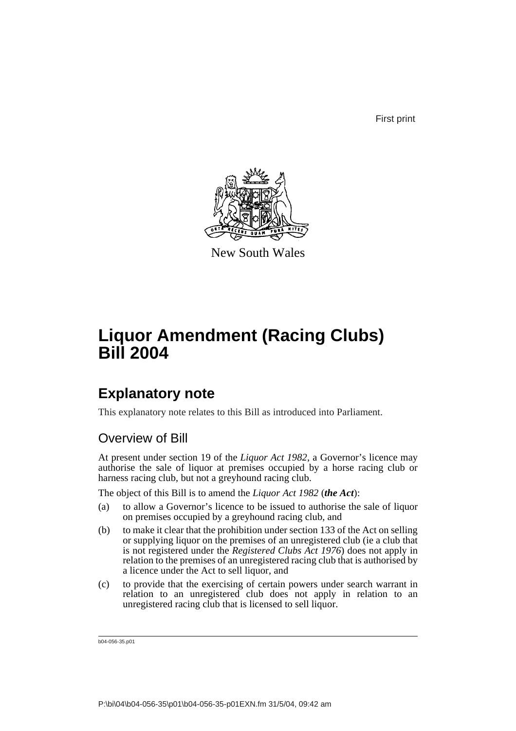First print

New South Wales

# Liquor Amendment (Racing Clubs) Bill 2004

## Explanatory note

This explanatory note relates to this Bill as introduced into Parliament.

### Overview of Bill

At present under section 19 of the *Liquor Act 1982*, a Governor's licence may authorise the sale of liquor at premises occupied by a horse racing club or harness racing club, but not a greyhound racing club.

The object of this Bill is to amend the *Liquor Act 1982* (***the Act***):

(a) to allow a Governor's licence to be issued to authorise the sale of liquor on premises occupied by a greyhound racing club, and

(b) to make it clear that the prohibition under section 133 of the Act on selling or supplying liquor on the premises of an unregistered club (ie a club that is not registered under the *Registered Clubs Act 1976*) does not apply in relation to the premises of an unregistered racing club that is authorised by a licence under the Act to sell liquor, and

(c) to provide that the exercising of certain powers under search warrant in relation to an unregistered club does not apply in relation to an unregistered racing club that is licensed to sell liquor.

b04-056-35.p01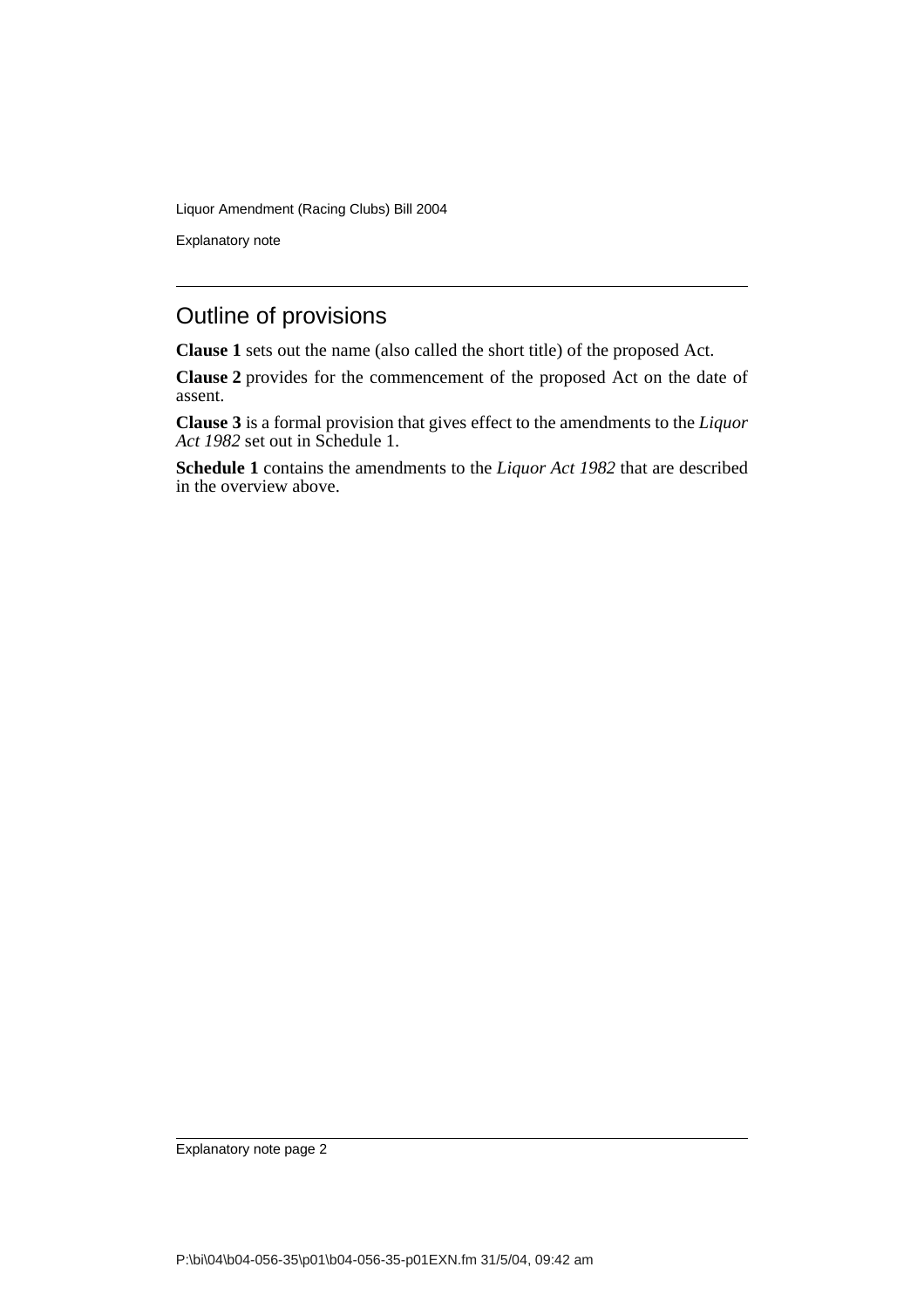## Outline of provisions

**Clause 1** sets out the name (also called the short title) of the proposed Act.

**Clause 2** provides for the commencement of the proposed Act on the date of assent.

**Clause 3** is a formal provision that gives effect to the amendments to the *Liquor Act 1982* set out in Schedule 1.

**Schedule 1** contains the amendments to the *Liquor Act 1982* that are described in the overview above.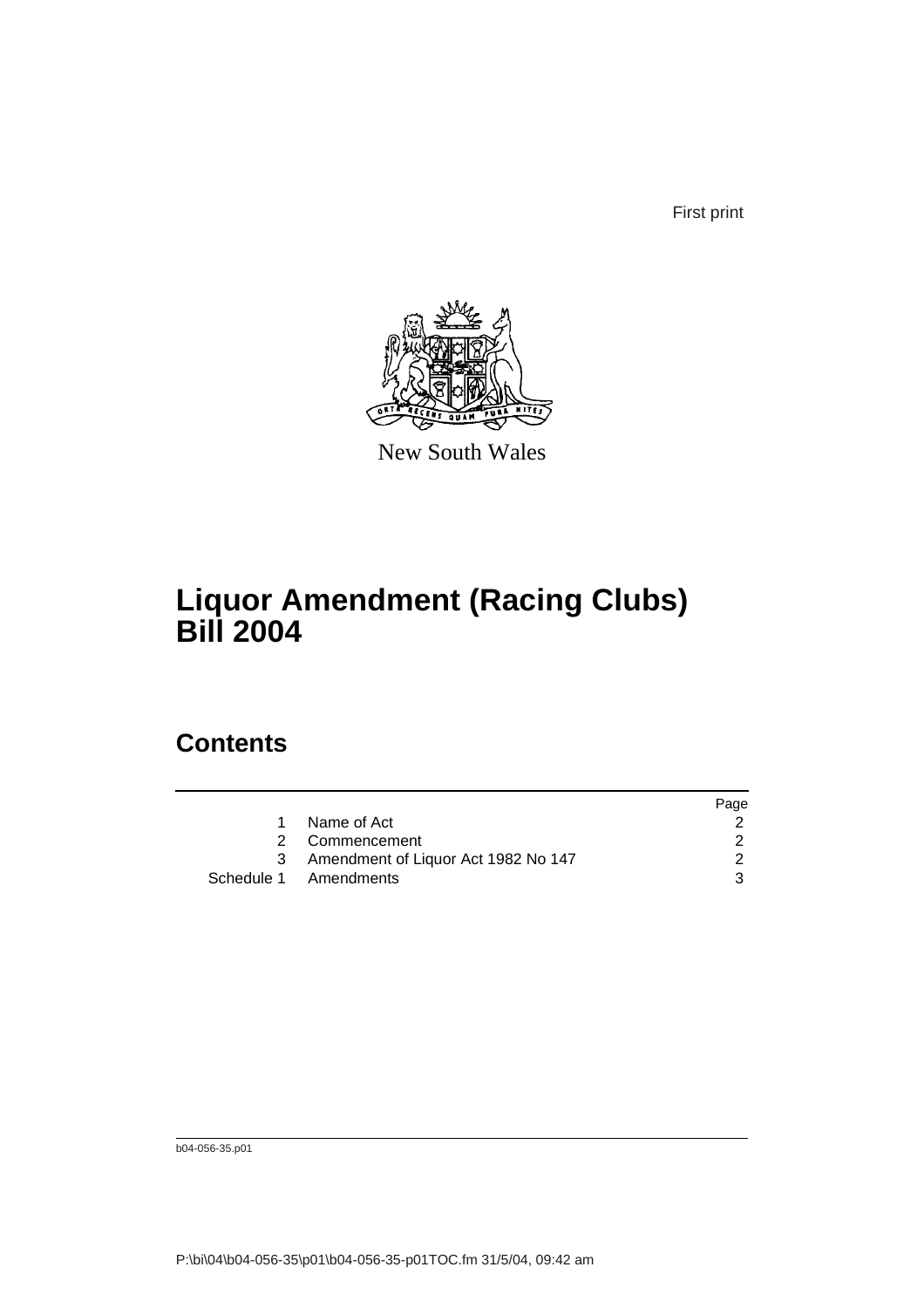First print

New South Wales

# Liquor Amendment (Racing Clubs) Bill 2004

## Contents

| | | Page |
|---|---|---|
| 1 | Name of Act | 2 |
| 2 | Commencement | 2 |
| 3 | Amendment of Liquor Act 1982 No 147 | 2 |
| Schedule 1 | Amendments | 3 |

b04-056-35.p01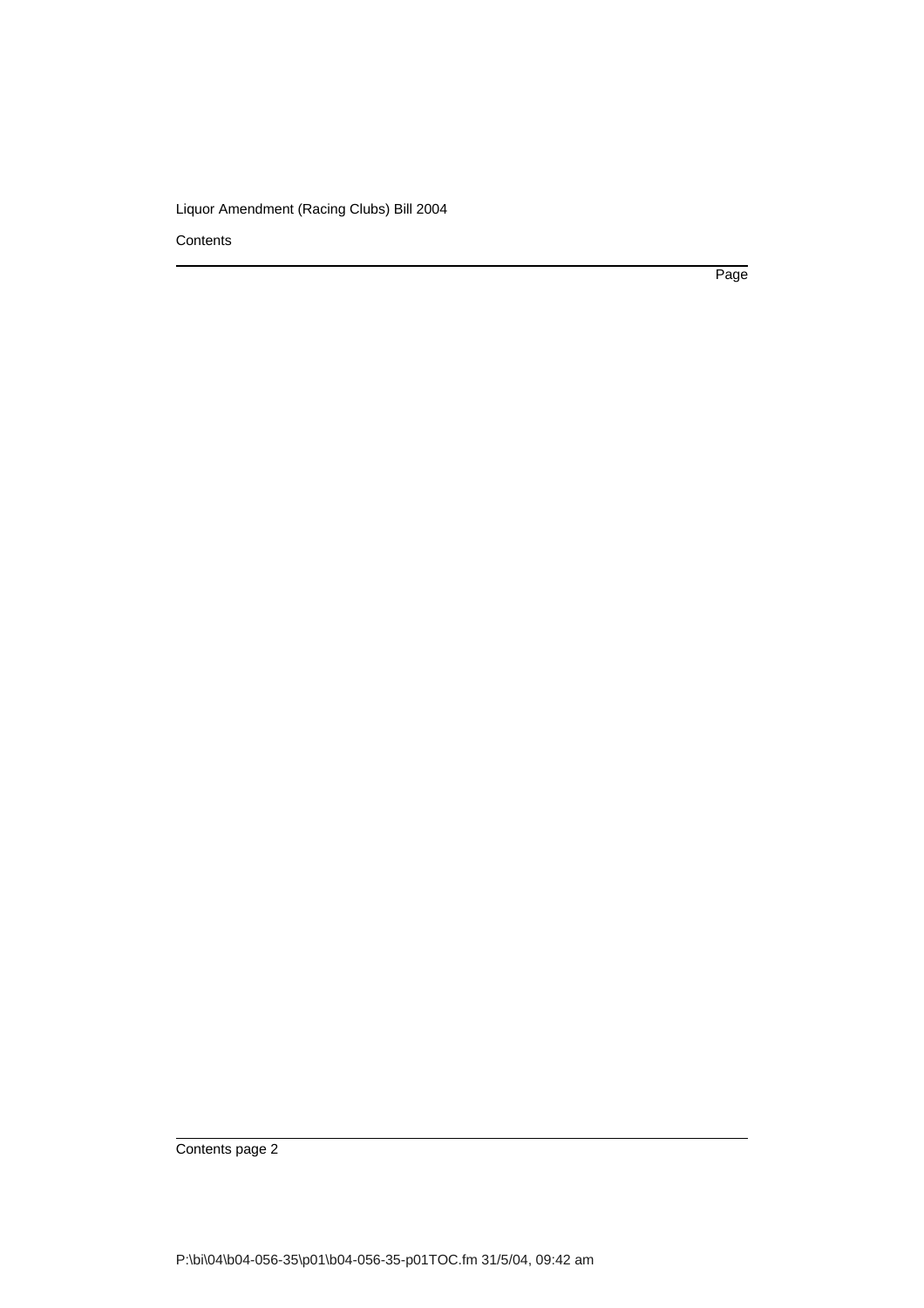Contents

Page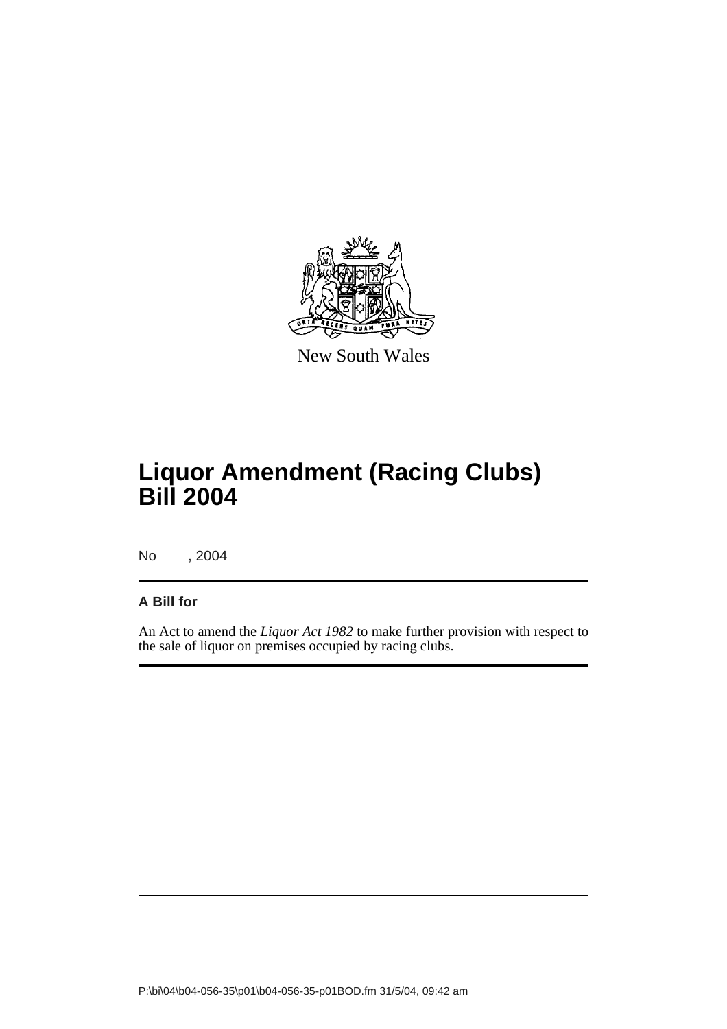New South Wales

# Liquor Amendment (Racing Clubs) Bill 2004

No , 2004

**A Bill for**

An Act to amend the *Liquor Act 1982* to make further provision with respect to the sale of liquor on premises occupied by racing clubs.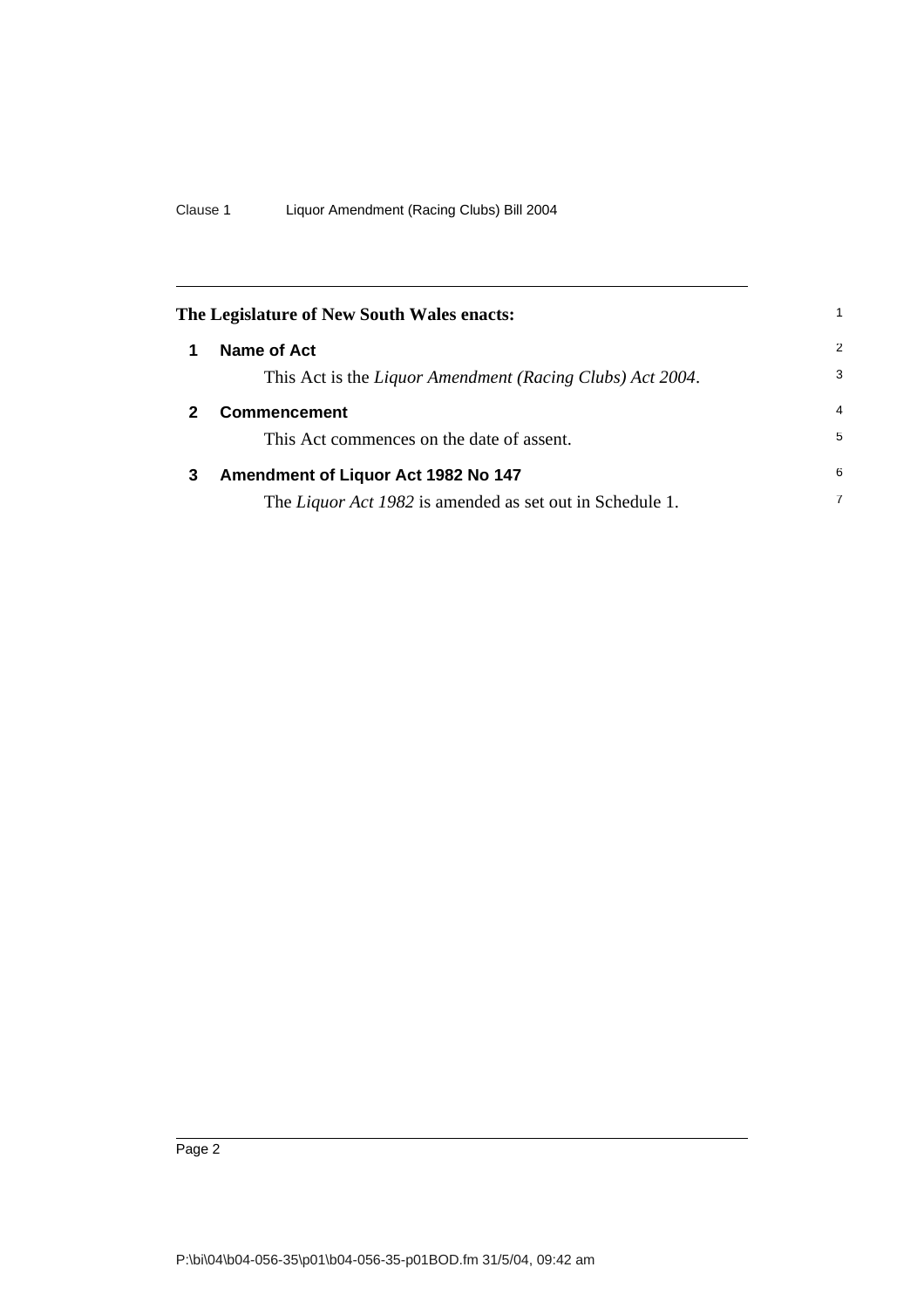The Legislature of New South Wales enacts:

## 1 Name of Act

This Act is the *Liquor Amendment (Racing Clubs) Act 2004*.

## 2 Commencement

This Act commences on the date of assent.

## 3 Amendment of Liquor Act 1982 No 147

The *Liquor Act 1982* is amended as set out in Schedule 1.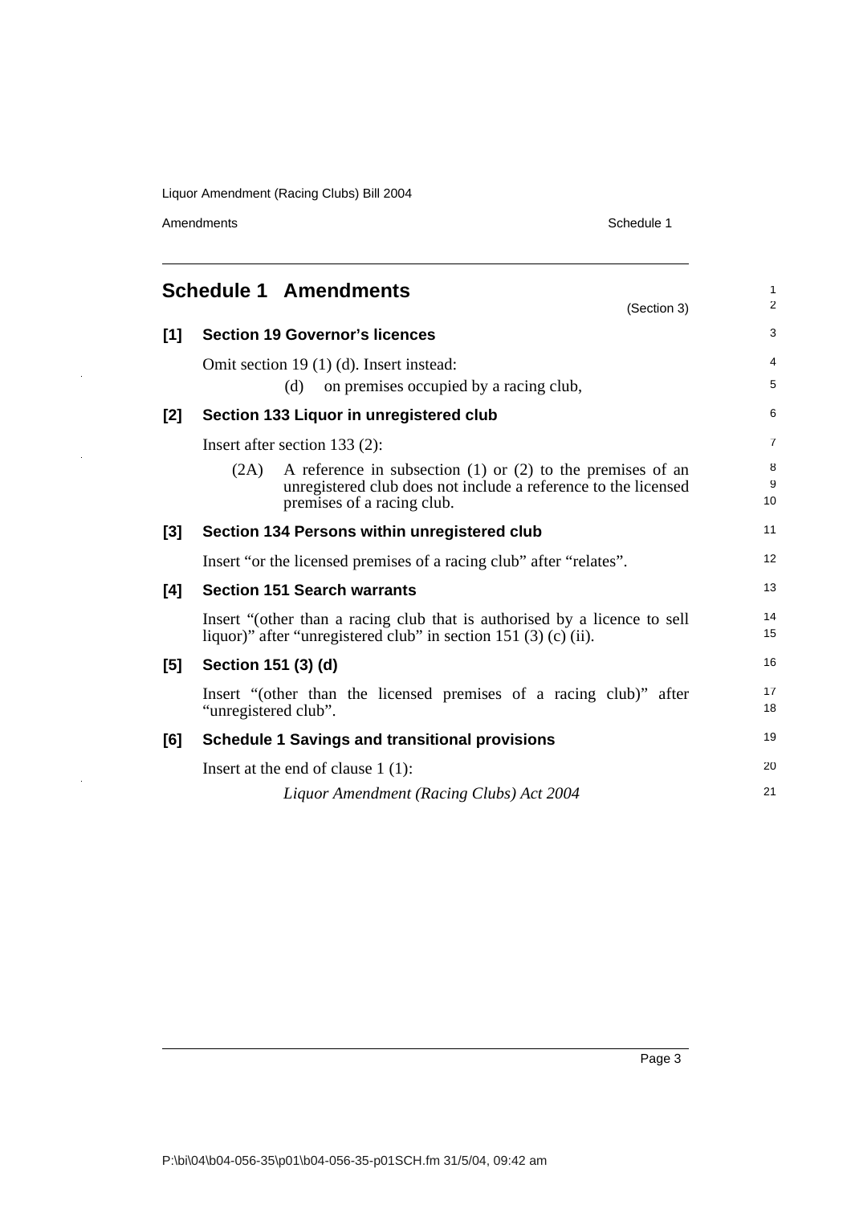## Schedule 1 Amendments

(Section 3)

**[1] Section 19 Governor's licences**

Omit section 19 (1) (d). Insert instead:

(d) on premises occupied by a racing club,

**[2] Section 133 Liquor in unregistered club**

Insert after section 133 (2):

(2A) A reference in subsection (1) or (2) to the premises of an unregistered club does not include a reference to the licensed premises of a racing club.

**[3] Section 134 Persons within unregistered club**

Insert "or the licensed premises of a racing club" after "relates".

**[4] Section 151 Search warrants**

Insert "(other than a racing club that is authorised by a licence to sell liquor)" after "unregistered club" in section 151 (3) (c) (ii).

**[5] Section 151 (3) (d)**

Insert "(other than the licensed premises of a racing club)" after "unregistered club".

**[6] Schedule 1 Savings and transitional provisions**

Insert at the end of clause 1 (1):

*Liquor Amendment (Racing Clubs) Act 2004*